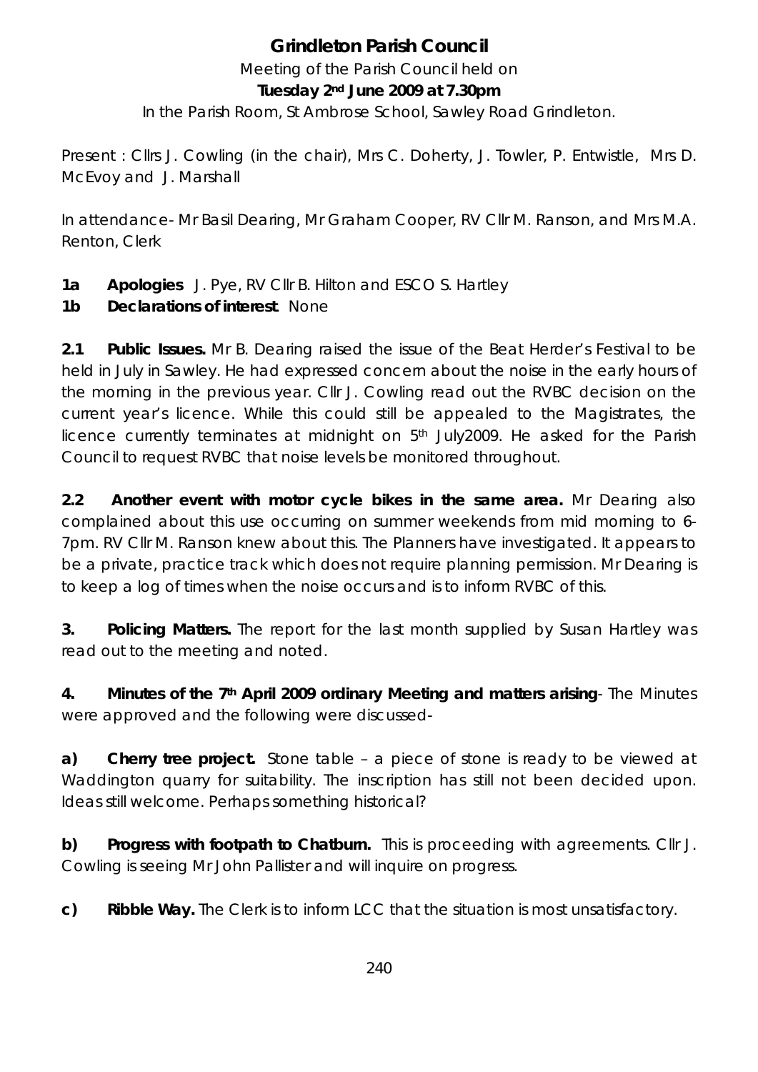# Grindleton Parish Council

Meeting of the Parish Council held on

**Tuesday 2nd June 2009 at 7.30pm**

In the Parish Room, St Ambrose School, Sawley Road Grindleton.

Present : Cllrs J. Cowling (in the chair), Mrs C. Doherty, J. Towler, P. Entwistle, Mrs D. McEvoy and J. Marshall

In attendance- Mr Basil Dearing, Mr Graham Cooper, RV Cllr M. Ranson, and Mrs M.A. Renton, Clerk

**1a Apologies** J. Pye, RV Cllr B. Hilton and ESCO S. Hartley

**1b Declarations of interest**. None

**2.1 Public Issues.** Mr B. Dearing raised the issue of the Beat Herder's Festival to be held in July in Sawley. He had expressed concern about the noise in the early hours of the morning in the previous year. Cllr J. Cowling read out the RVBC decision on the current year's licence. While this could still be appealed to the Magistrates, the licence currently terminates at midnight on 5th July2009. He asked for the Parish Council to request RVBC that noise levels be monitored throughout.

**2.2 Another event with motor cycle bikes in the same area.** Mr Dearing also complained about this use occurring on summer weekends from mid morning to 6-7pm. RV Cllr M. Ranson knew about this. The Planners have investigated. It appears to be a private, practice track which does not require planning permission. Mr Dearing is to keep a log of times when the noise occurs and is to inform RVBC of this.

**3. Policing Matters.** The report for the last month supplied by Susan Hartley was read out to the meeting and noted.

**4. Minutes of the 7th April 2009 ordinary Meeting and matters arising**- The Minutes were approved and the following were discussed-

**a) Cherry tree project.** Stone table – a piece of stone is ready to be viewed at Waddington quarry for suitability. The inscription has still not been decided upon. Ideas still welcome. Perhaps something historical?

**b) Progress with footpath to Chatburn.** This is proceeding with agreements. Cllr J. Cowling is seeing Mr John Pallister and will inquire on progress.

**c) Ribble Way.** The Clerk is to inform LCC that the situation is most unsatisfactory.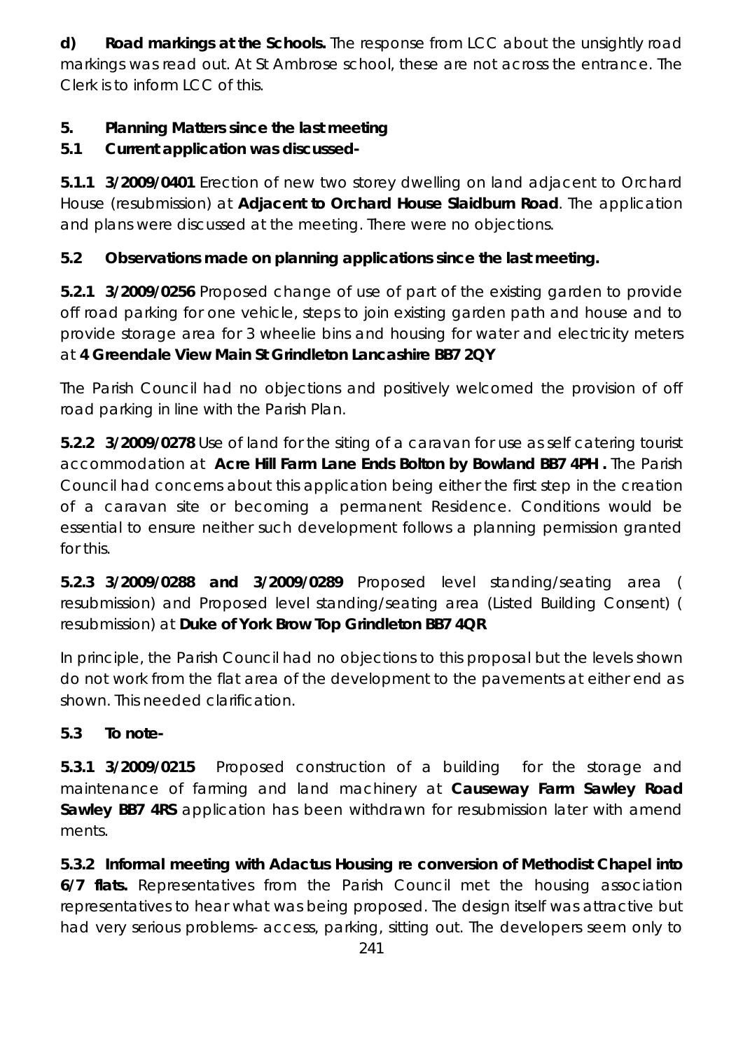**d) Road markings at the Schools.** The response from LCC about the unsightly road markings was read out. At St Ambrose school, these are not across the entrance. The Clerk is to inform LCC of this.

**5. Planning Matters since the last meeting**

**5.1 Current application was discussed-**

**5.1.1 3/2009/0401** Erection of new two storey dwelling on land adjacent to Orchard House (resubmission) at **Adjacent to Orchard House Slaidburn Road**. The application and plans were discussed at the meeting. There were no objections.

**5.2 Observations made on planning applications since the last meeting.**

**5.2.1 3/2009/0256** Proposed change of use of part of the existing garden to provide off road parking for one vehicle, steps to join existing garden path and house and to provide storage area for 3 wheelie bins and housing for water and electricity meters at **4 Greendale View Main St Grindleton Lancashire BB7 2QY**

The Parish Council had no objections and positively welcomed the provision of off road parking in line with the Parish Plan.

**5.2.2 3/2009/0278** Use of land for the siting of a caravan for use as self catering tourist accommodation at **Acre Hill Farm Lane Ends Bolton by Bowland BB7 4PH .** The Parish Council had concerns about this application being either the first step in the creation of a caravan site or becoming a permanent Residence. Conditions would be essential to ensure neither such development follows a planning permission granted for this.

**5.2.3 3/2009/0288 and 3/2009/0289** Proposed level standing/seating area ( resubmission) and Proposed level standing/seating area (Listed Building Consent) ( resubmission) at **Duke of York Brow Top Grindleton BB7 4QR**

In principle, the Parish Council had no objections to this proposal but the levels shown do not work from the flat area of the development to the pavements at either end as shown. This needed clarification.

**5.3 To note-**

**5.3.1 3/2009/0215** Proposed construction of a building for the storage and maintenance of farming and land machinery at **Causeway Farm Sawley Road Sawley BB7 4RS** application has been withdrawn for resubmission later with amend ments.

**5.3.2 Informal meeting with Adactus Housing re conversion of Methodist Chapel into 6/7 flats.** Representatives from the Parish Council met the housing association representatives to hear what was being proposed. The design itself was attractive but had very serious problems- access, parking, sitting out. The developers seem only to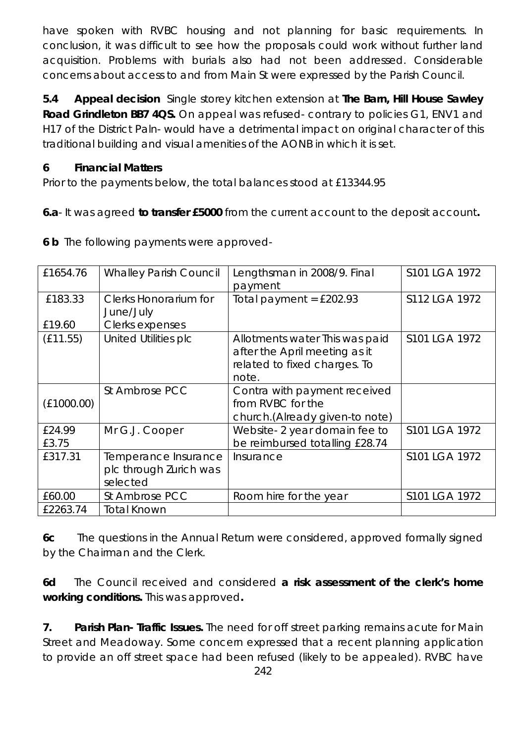have spoken with RVBC housing and not planning for basic requirements. In conclusion, it was difficult to see how the proposals could work without further land acquisition. Problems with burials also had not been addressed. Considerable concerns about access to and from Main St were expressed by the Parish Council.

**5.4 Appeal decision** Single storey kitchen extension at **The Barn, Hill House Sawley Road Grindleton BB7 4QS.** On appeal was refused- contrary to policies G1, ENV1 and H17 of the District Paln- would have a detrimental impact on original character of this traditional building and visual amenities of the AONB in which it is set.

**6 Financial Matters**

Prior to the payments below, the total balances stood at £13344.95

**6.a**- It was agreed **to transfer £5000** from the current account to the deposit account**.**

**6 b** The following payments were approved-

| | | | |
|---|---|---|---|
| £1654.76 | Whalley Parish Council | Lengthsman in 2008/9. Final payment | S101 LGA 1972 |
| £183.33<br>£19.60 | Clerks Honorarium for June/July<br>Clerks expenses | Total payment = £202.93 | S112 LGA 1972 |
| (£11.55) | United Utilities plc | Allotments water This was paid after the April meeting as it related to fixed charges. To note. | S101 LGA 1972 |
| (£1000.00) | St Ambrose PCC | Contra with payment received from RVBC for the church.(Already given-to note) | |
| £24.99<br>£3.75 | Mr G.J. Cooper | Website- 2 year domain fee to be reimbursed totalling £28.74 | S101 LGA 1972 |
| £317.31 | Temperance Insurance plc through Zurich was selected | Insurance | S101 LGA 1972 |
| £60.00 | St Ambrose PCC | Room hire for the year | S101 LGA 1972 |
| £2263.74 | Total Known | | |

**6c** The questions in the Annual Return were considered, approved formally signed by the Chairman and the Clerk.

**6d** The Council received and considered **a risk assessment of the clerk's home working conditions.** This was approved**.**

**7. Parish Plan- Traffic Issues.** The need for off street parking remains acute for Main Street and Meadoway. Some concern expressed that a recent planning application to provide an off street space had been refused (likely to be appealed). RVBC have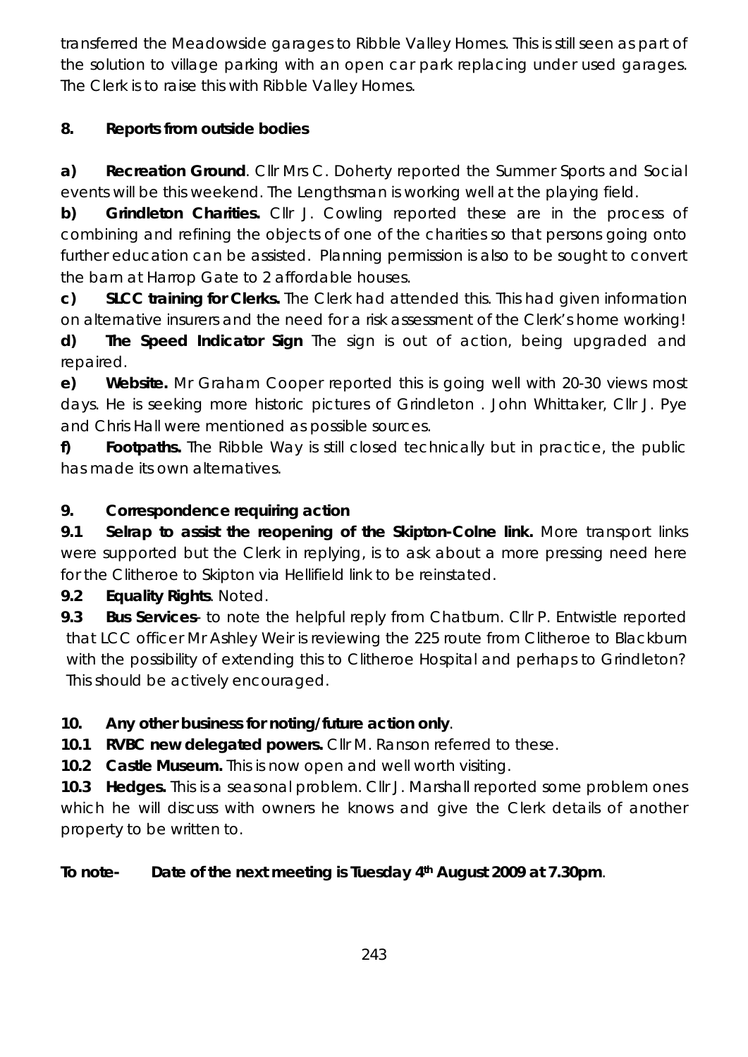transferred the Meadowside garages to Ribble Valley Homes. This is still seen as part of the solution to village parking with an open car park replacing under used garages. The Clerk is to raise this with Ribble Valley Homes.

**8. Reports from outside bodies**

**a) Recreation Ground**. Cllr Mrs C. Doherty reported the Summer Sports and Social events will be this weekend. The Lengthsman is working well at the playing field.

**b) Grindleton Charities.** Cllr J. Cowling reported these are in the process of combining and refining the objects of one of the charities so that persons going onto further education can be assisted. Planning permission is also to be sought to convert the barn at Harrop Gate to 2 affordable houses.

**c) SLCC training for Clerks.** The Clerk had attended this. This had given information on alternative insurers and the need for a risk assessment of the Clerk's home working!

**d) The Speed Indicator Sign** The sign is out of action, being upgraded and repaired.

**e) Website.** Mr Graham Cooper reported this is going well with 20-30 views most days. He is seeking more historic pictures of Grindleton . John Whittaker, Cllr J. Pye and Chris Hall were mentioned as possible sources.

**f) Footpaths.** The Ribble Way is still closed technically but in practice, the public has made its own alternatives.

**9. Correspondence requiring action**

**9.1 Selrap to assist the reopening of the Skipton-Colne link.** More transport links were supported but the Clerk in replying, is to ask about a more pressing need here for the Clitheroe to Skipton via Hellifield link to be reinstated.

**9.2 Equality Rights**. Noted.

**9.3 Bus Services**- to note the helpful reply from Chatburn. Cllr P. Entwistle reported that LCC officer Mr Ashley Weir is reviewing the 225 route from Clitheroe to Blackburn with the possibility of extending this to Clitheroe Hospital and perhaps to Grindleton? This should be actively encouraged.

**10. Any other business for noting/future action only**.

**10.1 RVBC new delegated powers.** Cllr M. Ranson referred to these.

**10.2 Castle Museum.** This is now open and well worth visiting.

**10.3 Hedges.** This is a seasonal problem. Cllr J. Marshall reported some problem ones which he will discuss with owners he knows and give the Clerk details of another property to be written to.

**To note- Date of the next meeting is Tuesday 4th August 2009 at 7.30pm**.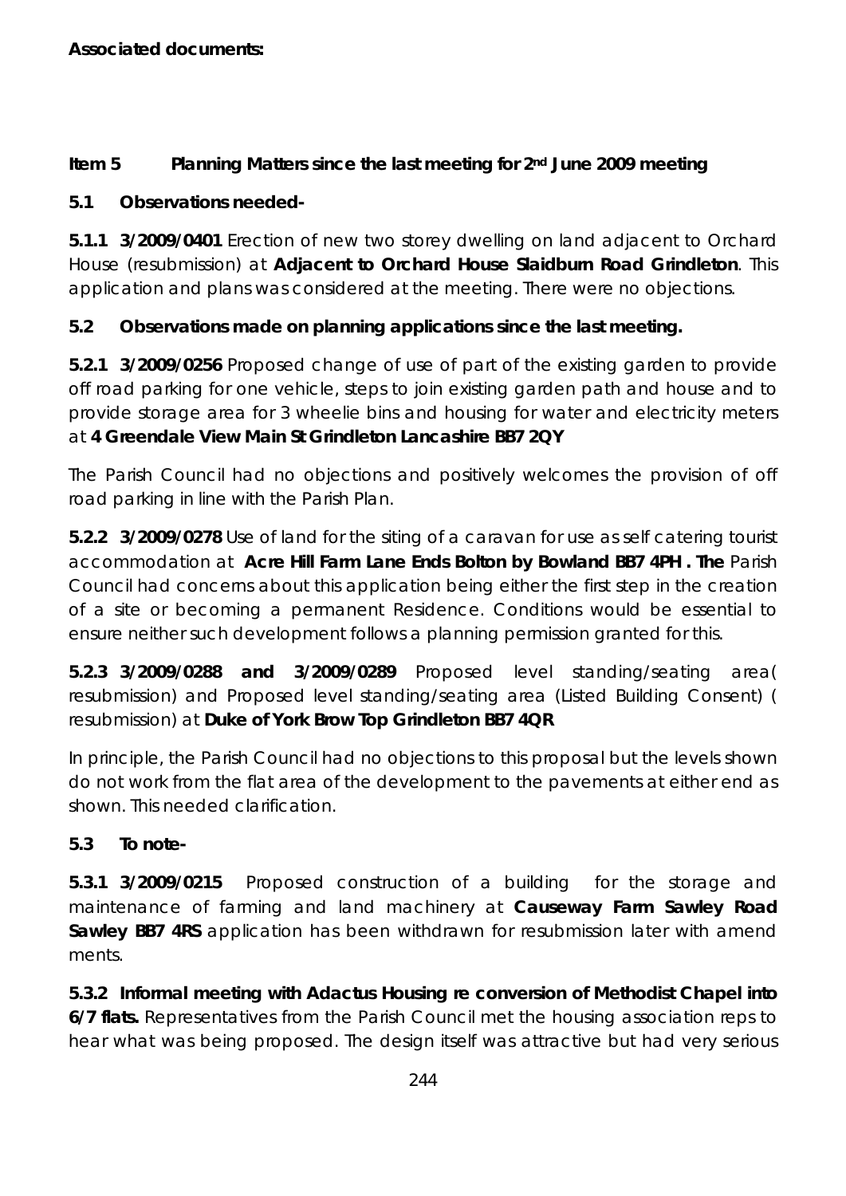**Associated documents:**

**Item 5 Planning Matters since the last meeting for 2nd June 2009 meeting**

**5.1 Observations needed-**

**5.1.1 3/2009/0401** Erection of new two storey dwelling on land adjacent to Orchard House (resubmission) at **Adjacent to Orchard House Slaidburn Road Grindleton**. This application and plans was considered at the meeting. There were no objections.

**5.2 Observations made on planning applications since the last meeting.**

**5.2.1 3/2009/0256** Proposed change of use of part of the existing garden to provide off road parking for one vehicle, steps to join existing garden path and house and to provide storage area for 3 wheelie bins and housing for water and electricity meters at **4 Greendale View Main St Grindleton Lancashire BB7 2QY**

The Parish Council had no objections and positively welcomes the provision of off road parking in line with the Parish Plan.

**5.2.2 3/2009/0278** Use of land for the siting of a caravan for use as self catering tourist accommodation at **Acre Hill Farm Lane Ends Bolton by Bowland BB7 4PH . The** Parish Council had concerns about this application being either the first step in the creation of a site or becoming a permanent Residence. Conditions would be essential to ensure neither such development follows a planning permission granted for this.

**5.2.3 3/2009/0288 and 3/2009/0289** Proposed level standing/seating area( resubmission) and Proposed level standing/seating area (Listed Building Consent) ( resubmission) at **Duke of York Brow Top Grindleton BB7 4QR**

In principle, the Parish Council had no objections to this proposal but the levels shown do not work from the flat area of the development to the pavements at either end as shown. This needed clarification.

**5.3 To note-**

**5.3.1 3/2009/0215** Proposed construction of a building for the storage and maintenance of farming and land machinery at **Causeway Farm Sawley Road Sawley BB7 4RS** application has been withdrawn for resubmission later with amend ments.

**5.3.2 Informal meeting with Adactus Housing re conversion of Methodist Chapel into 6/7 flats.** Representatives from the Parish Council met the housing association reps to hear what was being proposed. The design itself was attractive but had very serious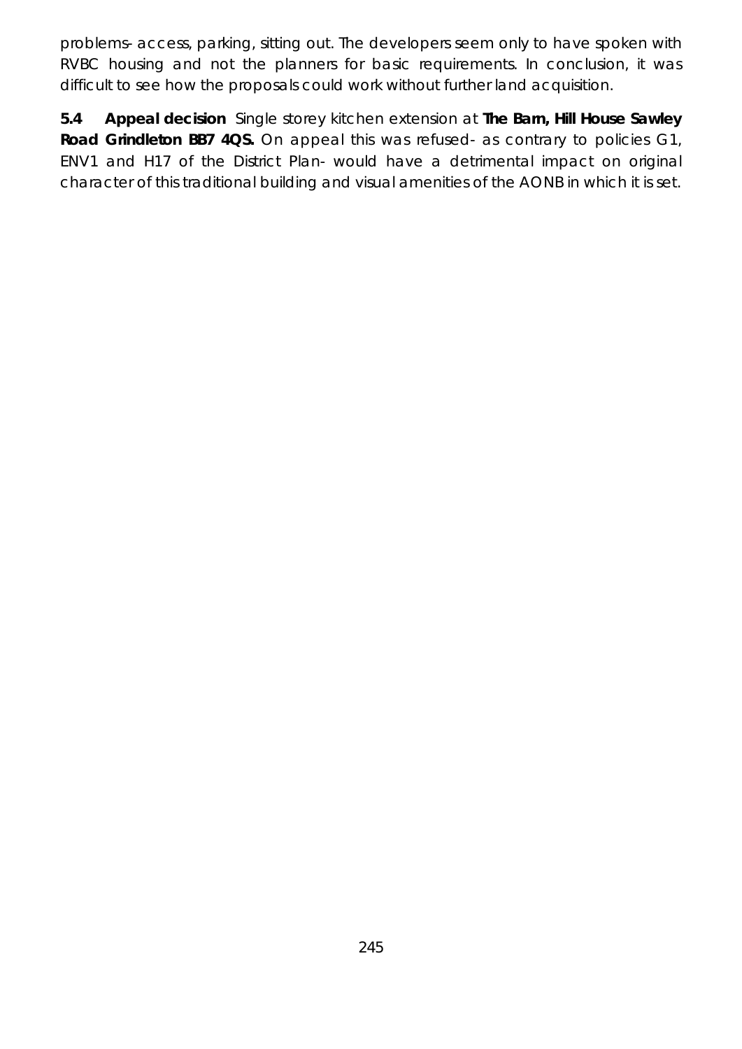problems- access, parking, sitting out. The developers seem only to have spoken with RVBC housing and not the planners for basic requirements. In conclusion, it was difficult to see how the proposals could work without further land acquisition.

**5.4 Appeal decision** Single storey kitchen extension at **The Barn, Hill House Sawley Road Grindleton BB7 4QS.** On appeal this was refused- as contrary to policies G1, ENV1 and H17 of the District Plan- would have a detrimental impact on original character of this traditional building and visual amenities of the AONB in which it is set.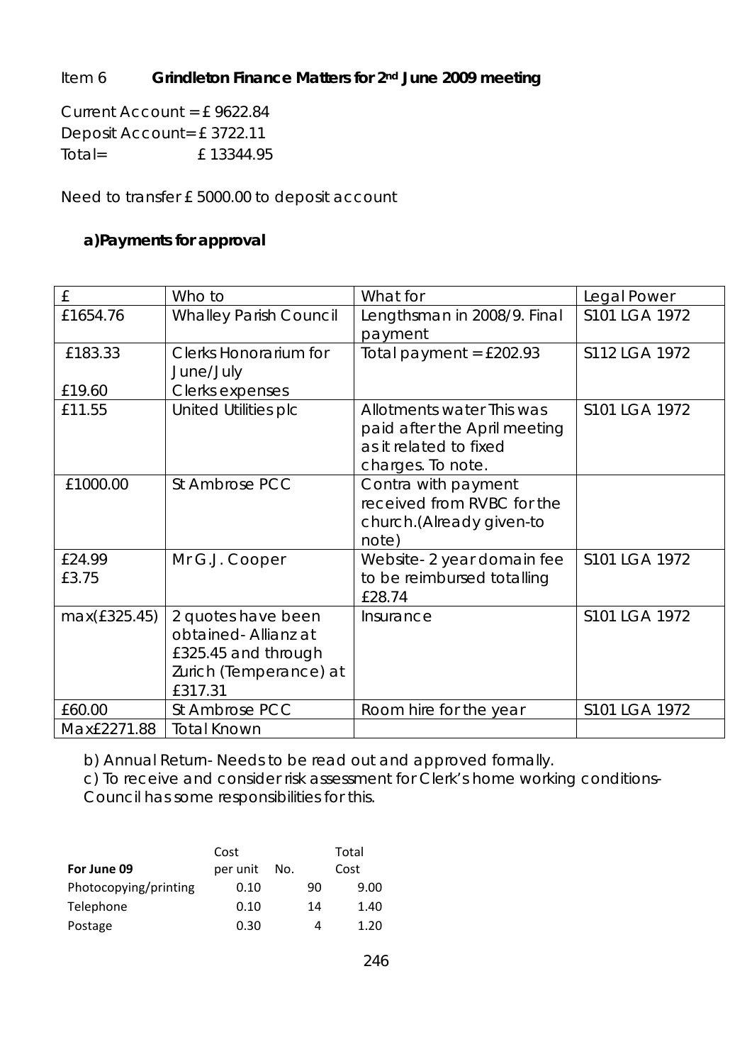Item 6 **Grindleton Finance Matters for 2nd June 2009 meeting**

Current Account = £ 9622.84
Deposit Account= £ 3722.11
Total= £ 13344.95

Need to transfer £ 5000.00 to deposit account

**a)Payments for approval**

| £ | Who to | What for | Legal Power |
|---|---|---|---|
| £1654.76 | Whalley Parish Council | Lengthsman in 2008/9. Final payment | S101 LGA 1972 |
| £183.33<br>£19.60 | Clerks Honorarium for June/July<br>Clerks expenses | Total payment = £202.93 | S112 LGA 1972 |
| £11.55 | United Utilities plc | Allotments water This was paid after the April meeting as it related to fixed charges. To note. | S101 LGA 1972 |
| £1000.00 | St Ambrose PCC | Contra with payment received from RVBC for the church.(Already given-to note) | |
| £24.99<br>£3.75 | Mr G.J. Cooper | Website- 2 year domain fee to be reimbursed totalling £28.74 | S101 LGA 1972 |
| max(£325.45) | 2 quotes have been obtained- Allianz at £325.45 and through Zurich (Temperance) at £317.31 | Insurance | S101 LGA 1972 |
| £60.00 | St Ambrose PCC | Room hire for the year | S101 LGA 1972 |
| Max£2271.88 | Total Known | | |

b) Annual Return- Needs to be read out and approved formally.

c) To receive and consider risk assessment for Clerk's home working conditions-Council has some responsibilities for this.

| For June 09 | Cost per unit | No. | Total Cost |
|---|---|---|---|
| Photocopying/printing | 0.10 | 90 | 9.00 |
| Telephone | 0.10 | 14 | 1.40 |
| Postage | 0.30 | 4 | 1.20 |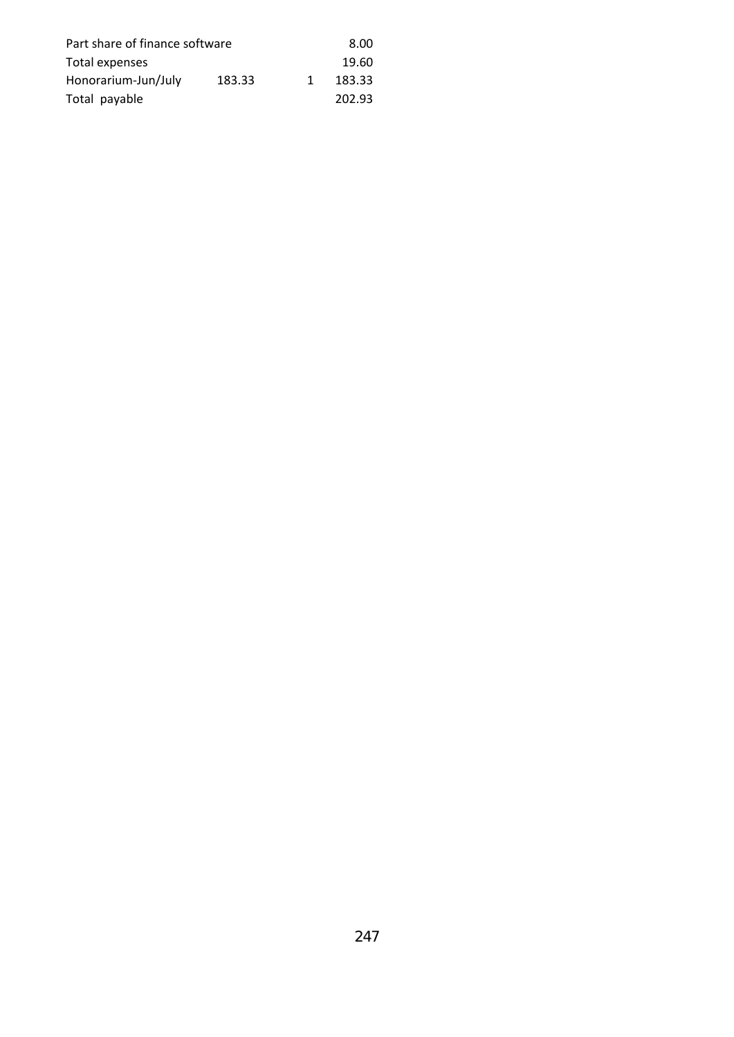| | | | |
|---|---|---|---|
| Part share of finance software | | | 8.00 |
| Total expenses | | | 19.60 |
| Honorarium-Jun/July | 183.33 | 1 | 183.33 |
| Total payable | | | 202.93 |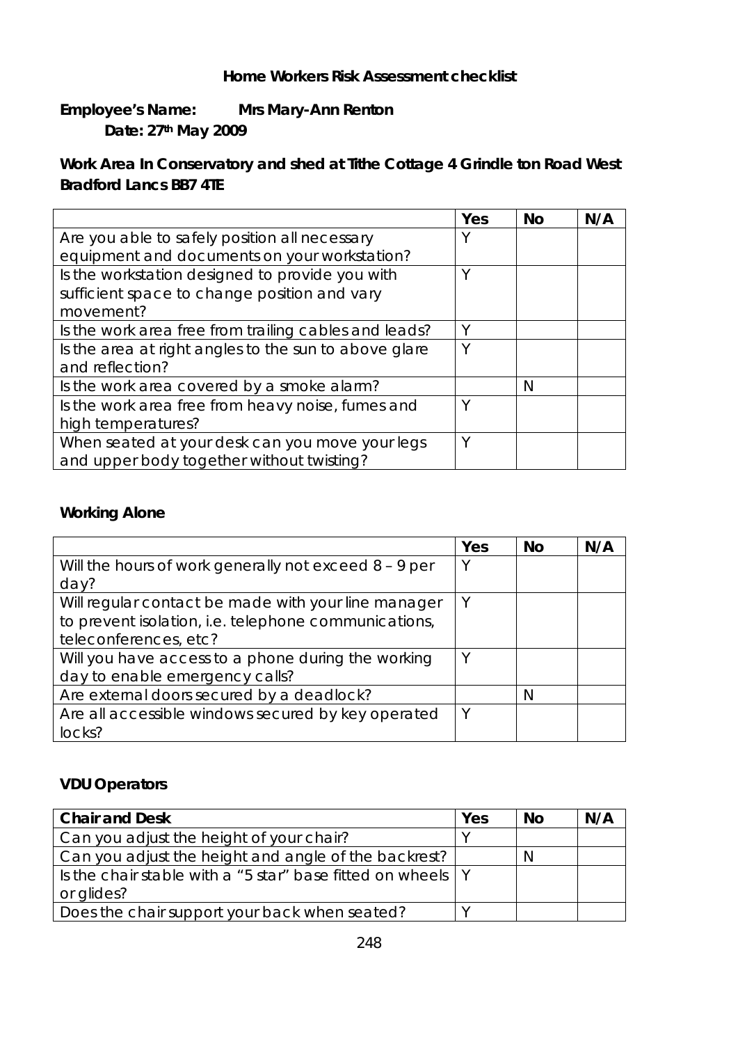**Home Workers Risk Assessment checklist**

**Employee's Name: Mrs Mary-Ann Renton**
**Date: 27th May 2009**

**Work Area In Conservatory and shed at Tithe Cottage 4 Grindle ton Road West Bradford Lancs BB7 4TE**

| | Yes | No | N/A |
|---|---|---|---|
| Are you able to safely position all necessary equipment and documents on your workstation? | Y | | |
| Is the workstation designed to provide you with sufficient space to change position and vary movement? | Y | | |
| Is the work area free from trailing cables and leads? | Y | | |
| Is the area at right angles to the sun to above glare and reflection? | Y | | |
| Is the work area covered by a smoke alarm? | | N | |
| Is the work area free from heavy noise, fumes and high temperatures? | Y | | |
| When seated at your desk can you move your legs and upper body together without twisting? | Y | | |

**Working Alone**

| | Yes | No | N/A |
|---|---|---|---|
| Will the hours of work generally not exceed 8 – 9 per day? | Y | | |
| Will regular contact be made with your line manager to prevent isolation, i.e. telephone communications, teleconferences, etc? | Y | | |
| Will you have access to a phone during the working day to enable emergency calls? | Y | | |
| Are external doors secured by a deadlock? | | N | |
| Are all accessible windows secured by key operated locks? | Y | | |

**VDU Operators**

| **Chair and Desk** | Yes | No | N/A |
|---|---|---|---|
| Can you adjust the height of your chair? | Y | | |
| Can you adjust the height and angle of the backrest? | | N | |
| Is the chair stable with a "5 star" base fitted on wheels or glides? | Y | | |
| Does the chair support your back when seated? | Y | | |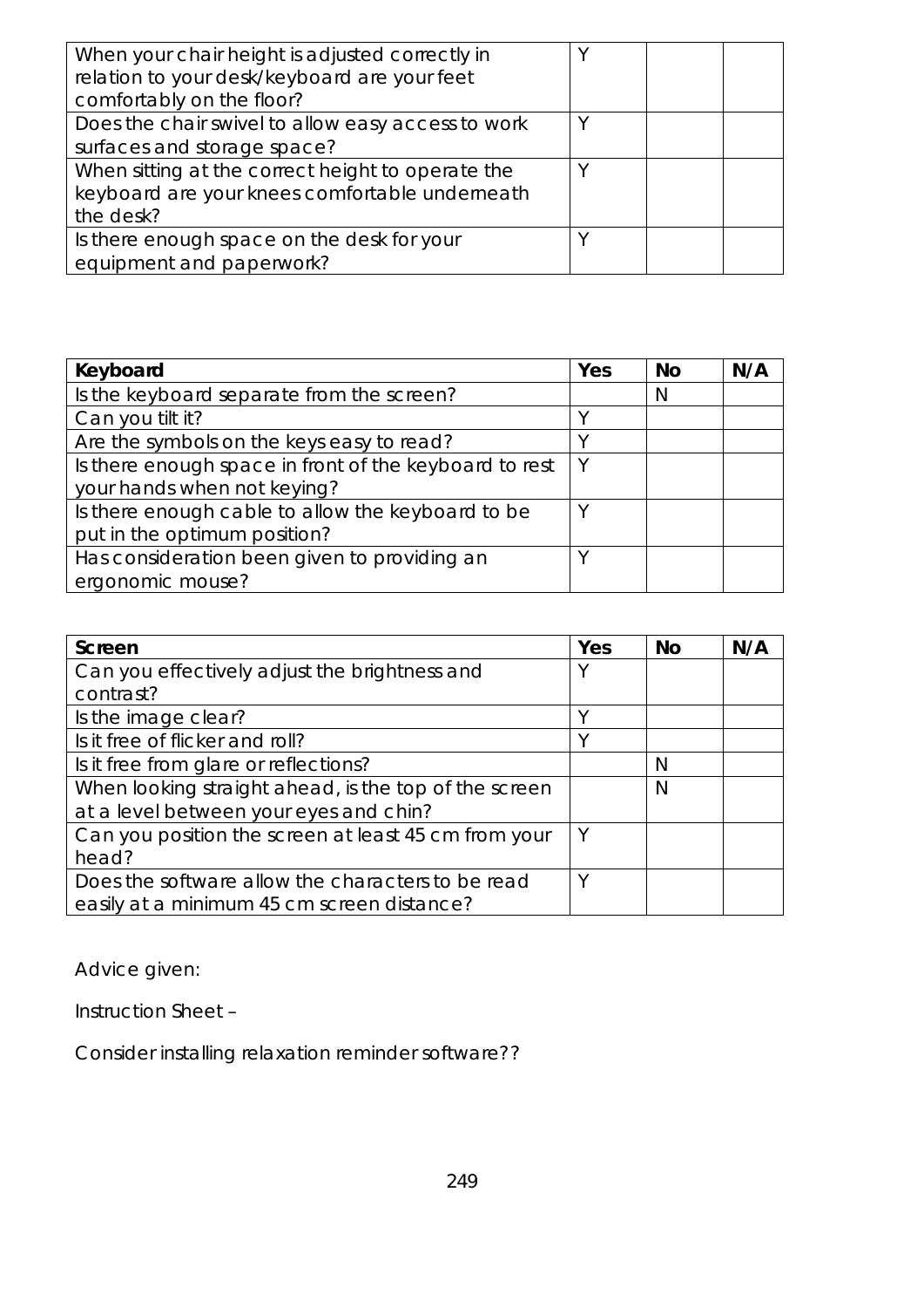| | | | |
|---|---|---|---|
| When your chair height is adjusted correctly in relation to your desk/keyboard are your feet comfortably on the floor? | Y | | |
| Does the chair swivel to allow easy access to work surfaces and storage space? | Y | | |
| When sitting at the correct height to operate the keyboard are your knees comfortable underneath the desk? | Y | | |
| Is there enough space on the desk for your equipment and paperwork? | Y | | |

| **Keyboard** | **Yes** | **No** | **N/A** |
|---|---|---|---|
| Is the keyboard separate from the screen? | | N | |
| Can you tilt it? | Y | | |
| Are the symbols on the keys easy to read? | Y | | |
| Is there enough space in front of the keyboard to rest your hands when not keying? | Y | | |
| Is there enough cable to allow the keyboard to be put in the optimum position? | Y | | |
| Has consideration been given to providing an ergonomic mouse? | Y | | |

| **Screen** | **Yes** | **No** | **N/A** |
|---|---|---|---|
| Can you effectively adjust the brightness and contrast? | Y | | |
| Is the image clear? | Y | | |
| Is it free of flicker and roll? | Y | | |
| Is it free from glare or reflections? | | N | |
| When looking straight ahead, is the top of the screen at a level between your eyes and chin? | | N | |
| Can you position the screen at least 45 cm from your head? | Y | | |
| Does the software allow the characters to be read easily at a minimum 45 cm screen distance? | Y | | |

Advice given:

Instruction Sheet –

Consider installing relaxation reminder software??